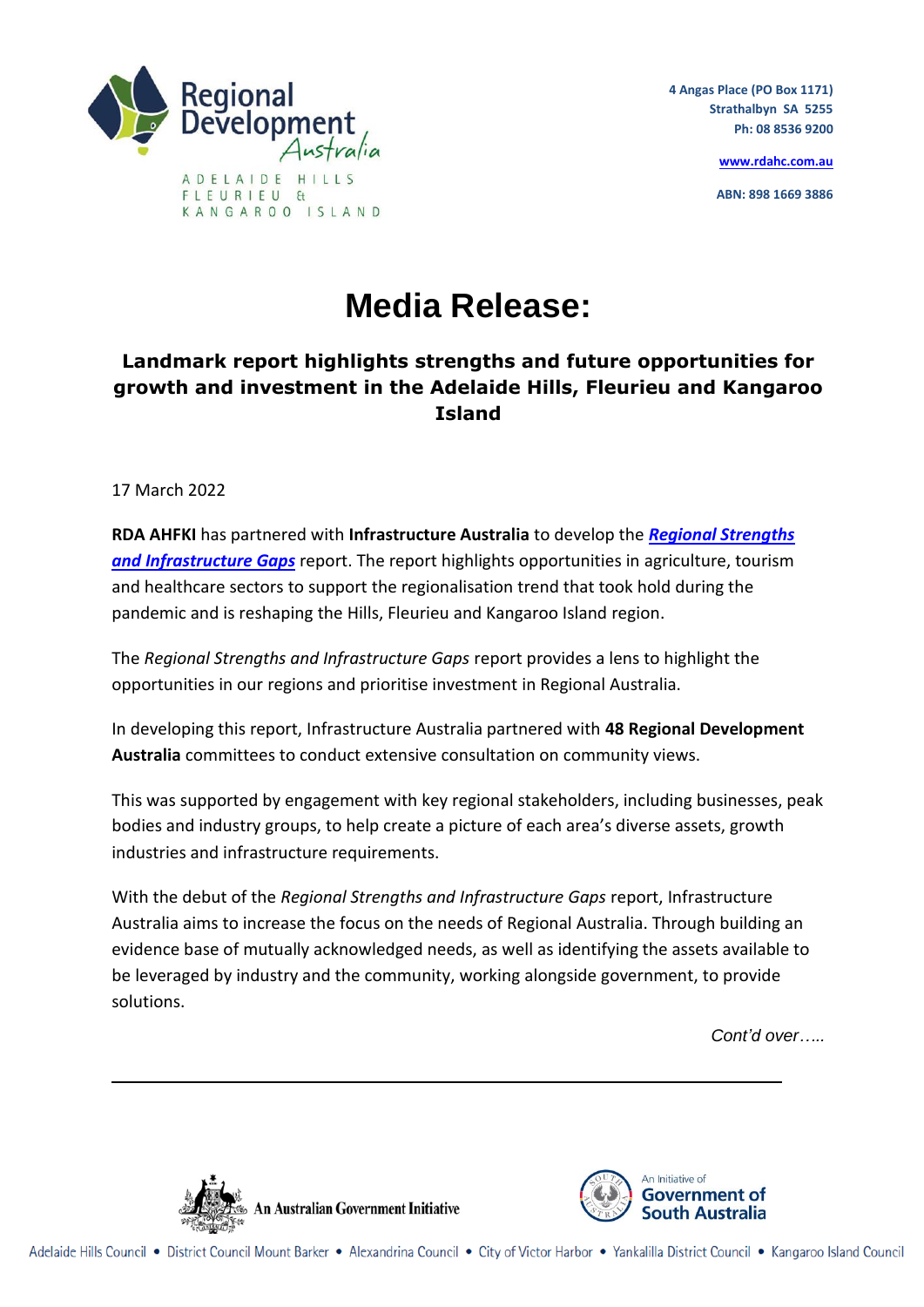Regional Development Australia

ADELAIDE HILLS FLEURIEU & KANGAROO ISLAND

4 Angas Place (PO Box 1171)
Strathalbyn SA 5255
Ph: 08 8536 9200

www.rdahc.com.au

ABN: 898 1669 3886

# Media Release:

## Landmark report highlights strengths and future opportunities for growth and investment in the Adelaide Hills, Fleurieu and Kangaroo Island

17 March 2022

**RDA AHFKI** has partnered with **Infrastructure Australia** to develop the ***Regional Strengths and Infrastructure Gaps*** report. The report highlights opportunities in agriculture, tourism and healthcare sectors to support the regionalisation trend that took hold during the pandemic and is reshaping the Hills, Fleurieu and Kangaroo Island region.

The *Regional Strengths and Infrastructure Gaps* report provides a lens to highlight the opportunities in our regions and prioritise investment in Regional Australia.

In developing this report, Infrastructure Australia partnered with **48 Regional Development Australia** committees to conduct extensive consultation on community views.

This was supported by engagement with key regional stakeholders, including businesses, peak bodies and industry groups, to help create a picture of each area's diverse assets, growth industries and infrastructure requirements.

With the debut of the *Regional Strengths and Infrastructure Gaps* report, Infrastructure Australia aims to increase the focus on the needs of Regional Australia. Through building an evidence base of mutually acknowledged needs, as well as identifying the assets available to be leveraged by industry and the community, working alongside government, to provide solutions.

*Cont'd over…..*

An Australian Government Initiative

An Initiative of Government of South Australia

Adelaide Hills Council • District Council Mount Barker • Alexandrina Council • City of Victor Harbor • Yankalilla District Council • Kangaroo Island Council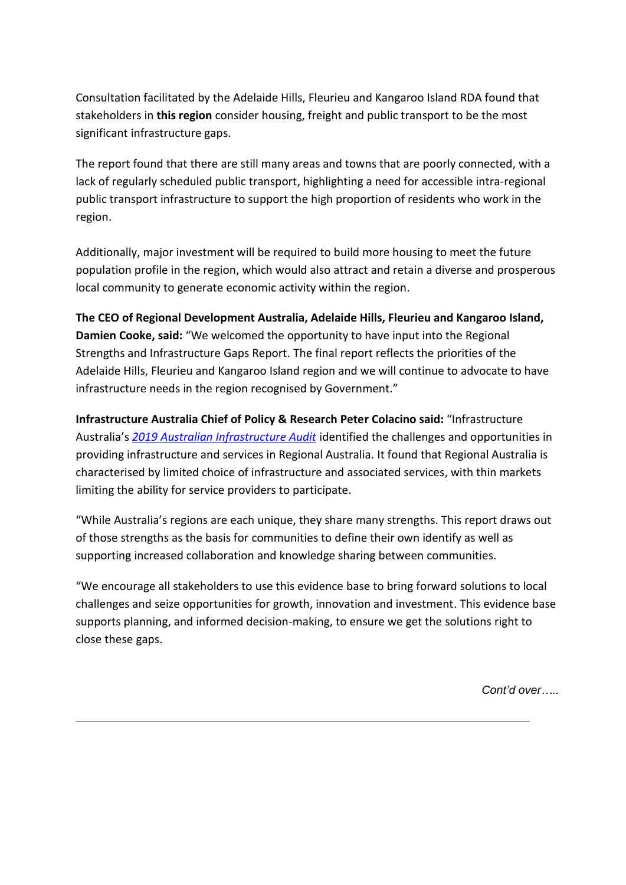Consultation facilitated by the Adelaide Hills, Fleurieu and Kangaroo Island RDA found that stakeholders in **this region** consider housing, freight and public transport to be the most significant infrastructure gaps.

The report found that there are still many areas and towns that are poorly connected, with a lack of regularly scheduled public transport, highlighting a need for accessible intra-regional public transport infrastructure to support the high proportion of residents who work in the region.

Additionally, major investment will be required to build more housing to meet the future population profile in the region, which would also attract and retain a diverse and prosperous local community to generate economic activity within the region.

**The CEO of Regional Development Australia, Adelaide Hills, Fleurieu and Kangaroo Island, Damien Cooke, said:** "We welcomed the opportunity to have input into the Regional Strengths and Infrastructure Gaps Report. The final report reflects the priorities of the Adelaide Hills, Fleurieu and Kangaroo Island region and we will continue to advocate to have infrastructure needs in the region recognised by Government."

**Infrastructure Australia Chief of Policy & Research Peter Colacino said:** "Infrastructure Australia's *2019 Australian Infrastructure Audit* identified the challenges and opportunities in providing infrastructure and services in Regional Australia. It found that Regional Australia is characterised by limited choice of infrastructure and associated services, with thin markets limiting the ability for service providers to participate.

"While Australia's regions are each unique, they share many strengths. This report draws out of those strengths as the basis for communities to define their own identify as well as supporting increased collaboration and knowledge sharing between communities.

"We encourage all stakeholders to use this evidence base to bring forward solutions to local challenges and seize opportunities for growth, innovation and investment. This evidence base supports planning, and informed decision-making, to ensure we get the solutions right to close these gaps.

*Cont'd over…..*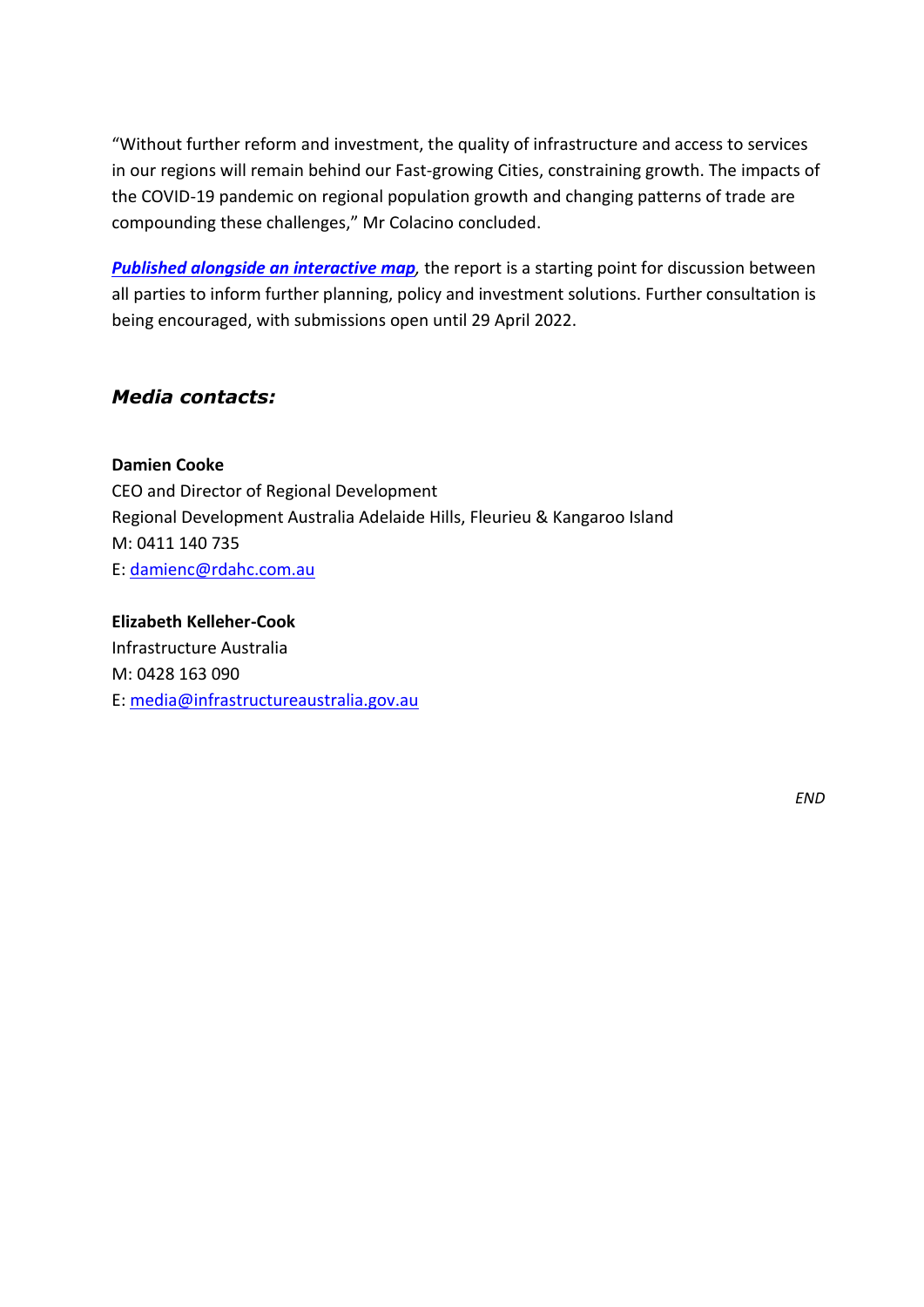"Without further reform and investment, the quality of infrastructure and access to services in our regions will remain behind our Fast-growing Cities, constraining growth. The impacts of the COVID-19 pandemic on regional population growth and changing patterns of trade are compounding these challenges," Mr Colacino concluded.

***Published alongside an interactive map***, the report is a starting point for discussion between all parties to inform further planning, policy and investment solutions. Further consultation is being encouraged, with submissions open until 29 April 2022.

### *Media contacts:*

**Damien Cooke**
CEO and Director of Regional Development
Regional Development Australia Adelaide Hills, Fleurieu & Kangaroo Island
M: 0411 140 735
E: damienc@rdahc.com.au

**Elizabeth Kelleher-Cook**
Infrastructure Australia
M: 0428 163 090
E: media@infrastructureaustralia.gov.au

*END*